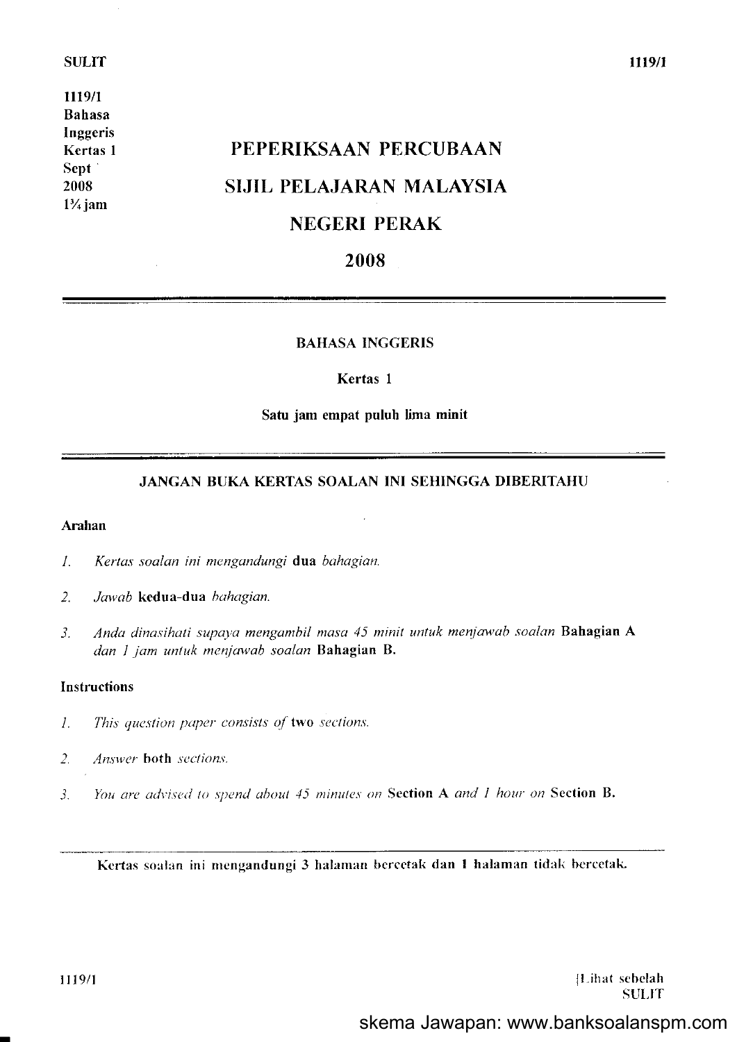SULIT

1119/1
Bahasa
Inggeris
Kertas 1
Sept
2008
1¾ jam

# PEPERIKSAAN PERCUBAAN SIJIL PELAJARAN MALAYSIA NEGERI PERAK 2008

## BAHASA INGGERIS

**Kertas 1**

**Satu jam empat puluh lima minit**

---

**JANGAN BUKA KERTAS SOALAN INI SEHINGGA DIBERITAHU**

**Arahan**

1. *Kertas soalan ini mengandungi* **dua** *bahagian.*
2. *Jawab* **kedua-dua** *bahagian.*
3. *Anda dinasihati supaya mengambil masa 45 minit untuk menjawab soalan* **Bahagian A** *dan 1 jam untuk menjawab soalan* **Bahagian B.**

**Instructions**

1. *This question paper consists of* **two** *sections.*
2. *Answer* **both** *sections.*
3. *You are advised to spend about 45 minutes on* **Section A** *and 1 hour on* **Section B.**

---

Kertas soalan ini mengandungi 3 halaman bercetak dan 1 halaman tidak bercetak.

[Lihat sebelah
SULIT

skema Jawapan: www.banksoalanspm.com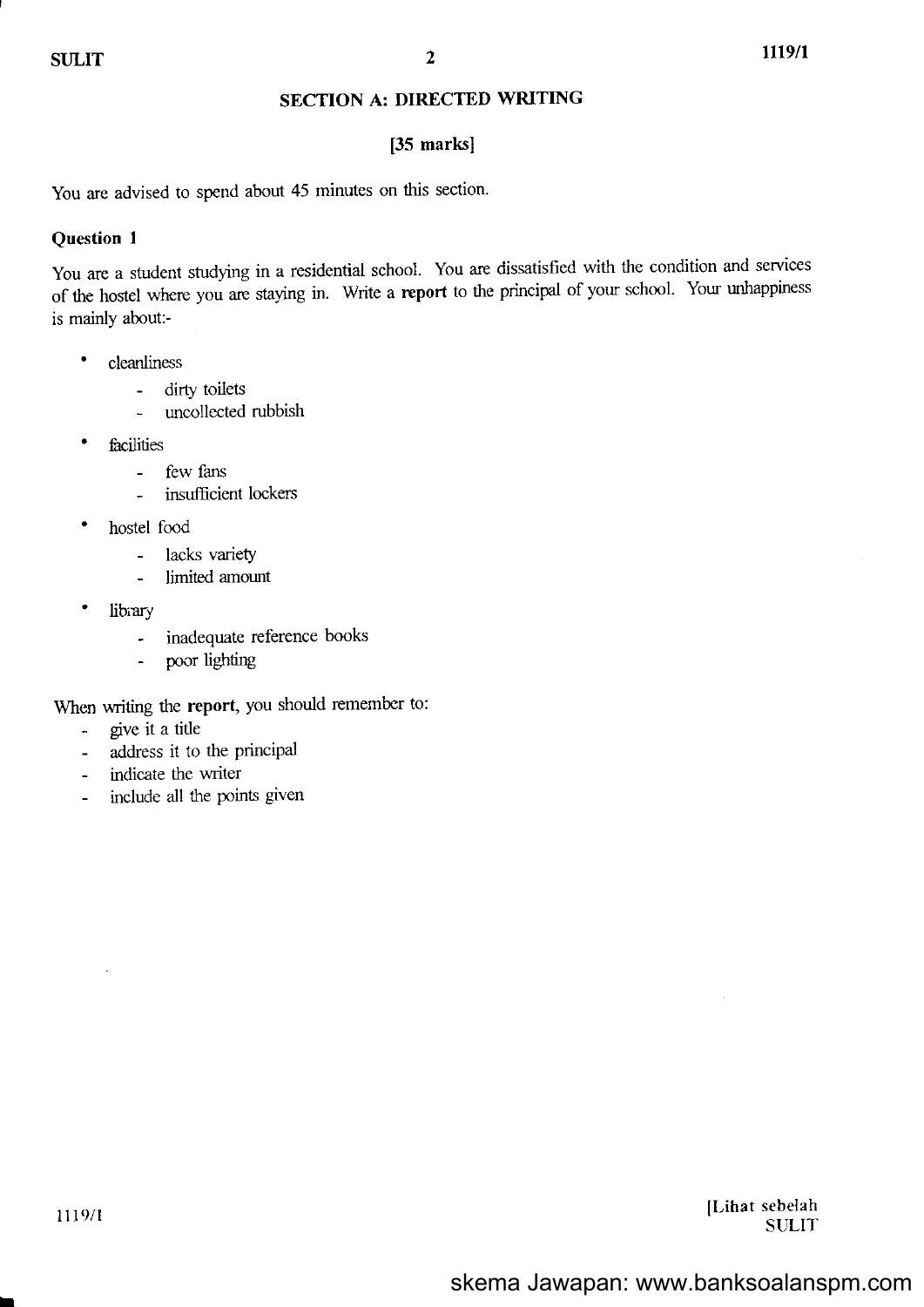## SECTION A: DIRECTED WRITING

**[35 marks]**

You are advised to spend about 45 minutes on this section.

**Question 1**

You are a student studying in a residential school. You are dissatisfied with the condition and services of the hostel where you are staying in. Write a **report** to the principal of your school. Your unhappiness is mainly about:-

- cleanliness
  - dirty toilets
  - uncollected rubbish
- facilities
  - few fans
  - insufficient lockers
- hostel food
  - lacks variety
  - limited amount
- library
  - inadequate reference books
  - poor lighting

When writing the **report**, you should remember to:

- give it a title
- address it to the principal
- indicate the writer
- include all the points given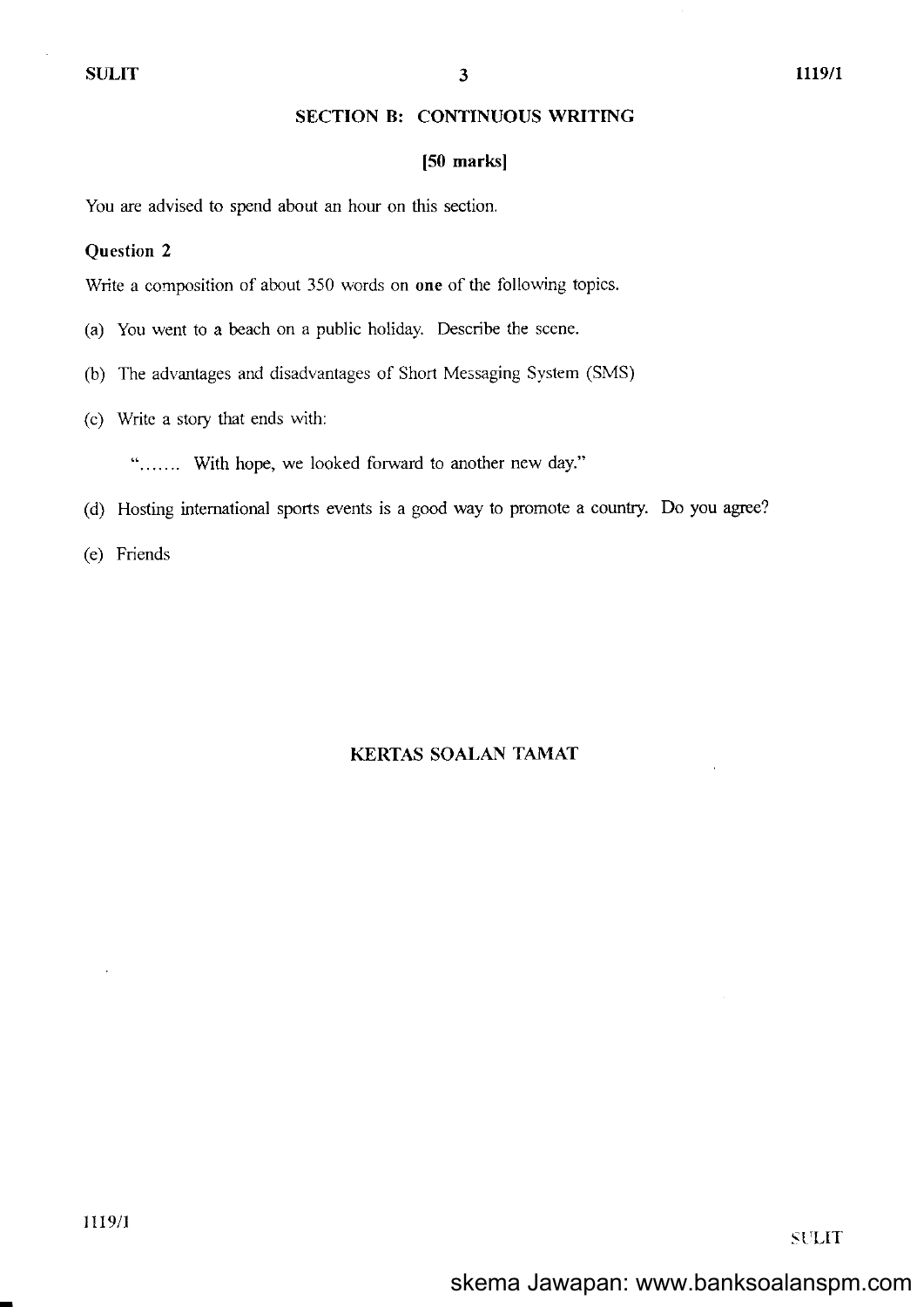## SECTION B: CONTINUOUS WRITING

**[50 marks]**

You are advised to spend about an hour on this section.

### Question 2

Write a composition of about 350 words on **one** of the following topics.

(a) You went to a beach on a public holiday. Describe the scene.

(b) The advantages and disadvantages of Short Messaging System (SMS)

(c) Write a story that ends with:

"....... With hope, we looked forward to another new day."

(d) Hosting international sports events is a good way to promote a country. Do you agree?

(e) Friends

**KERTAS SOALAN TAMAT**

skema Jawapan: www.banksoalanspm.com